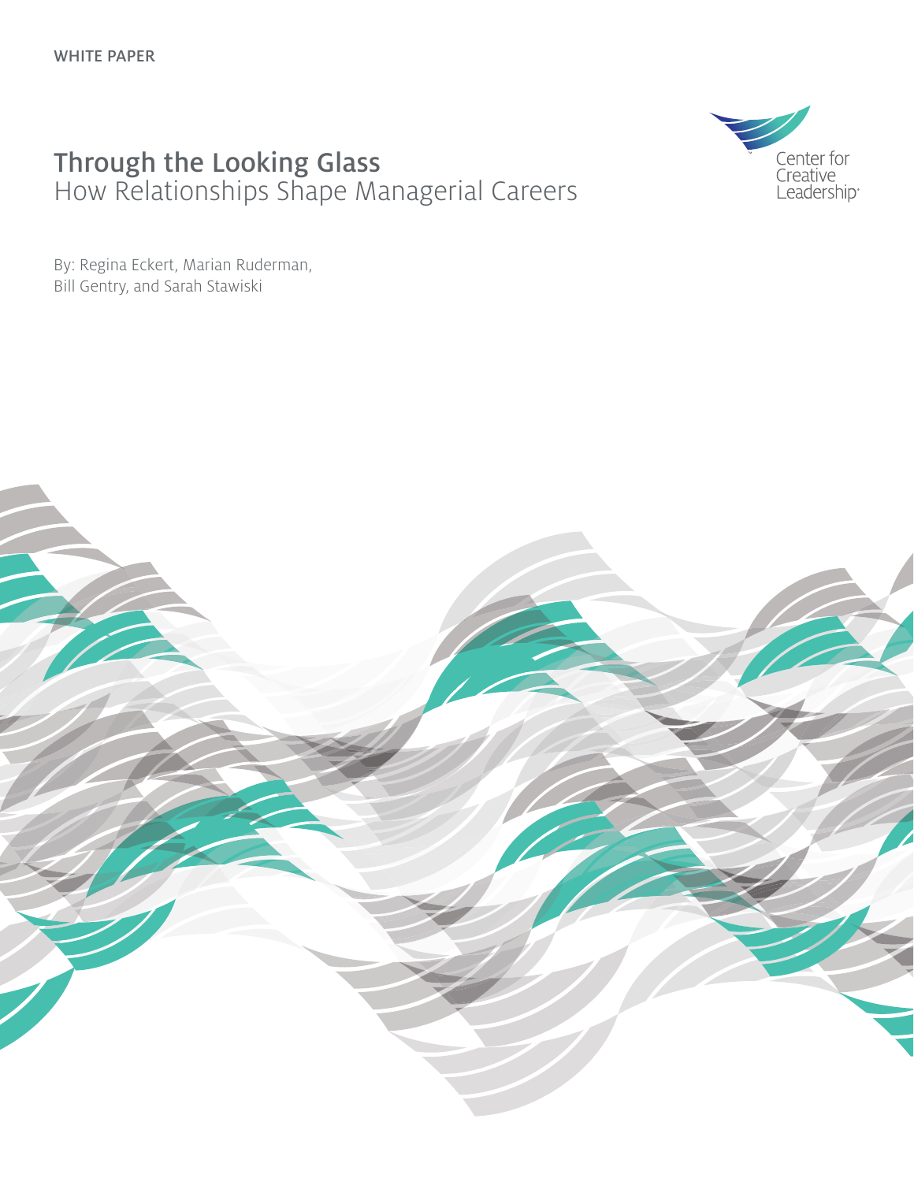WHITE PAPER

# Through the Looking Glass
## How Relationships Shape Managerial Careers

Center for Creative Leadership

By: Regina Eckert, Marian Ruderman, Bill Gentry, and Sarah Stawiski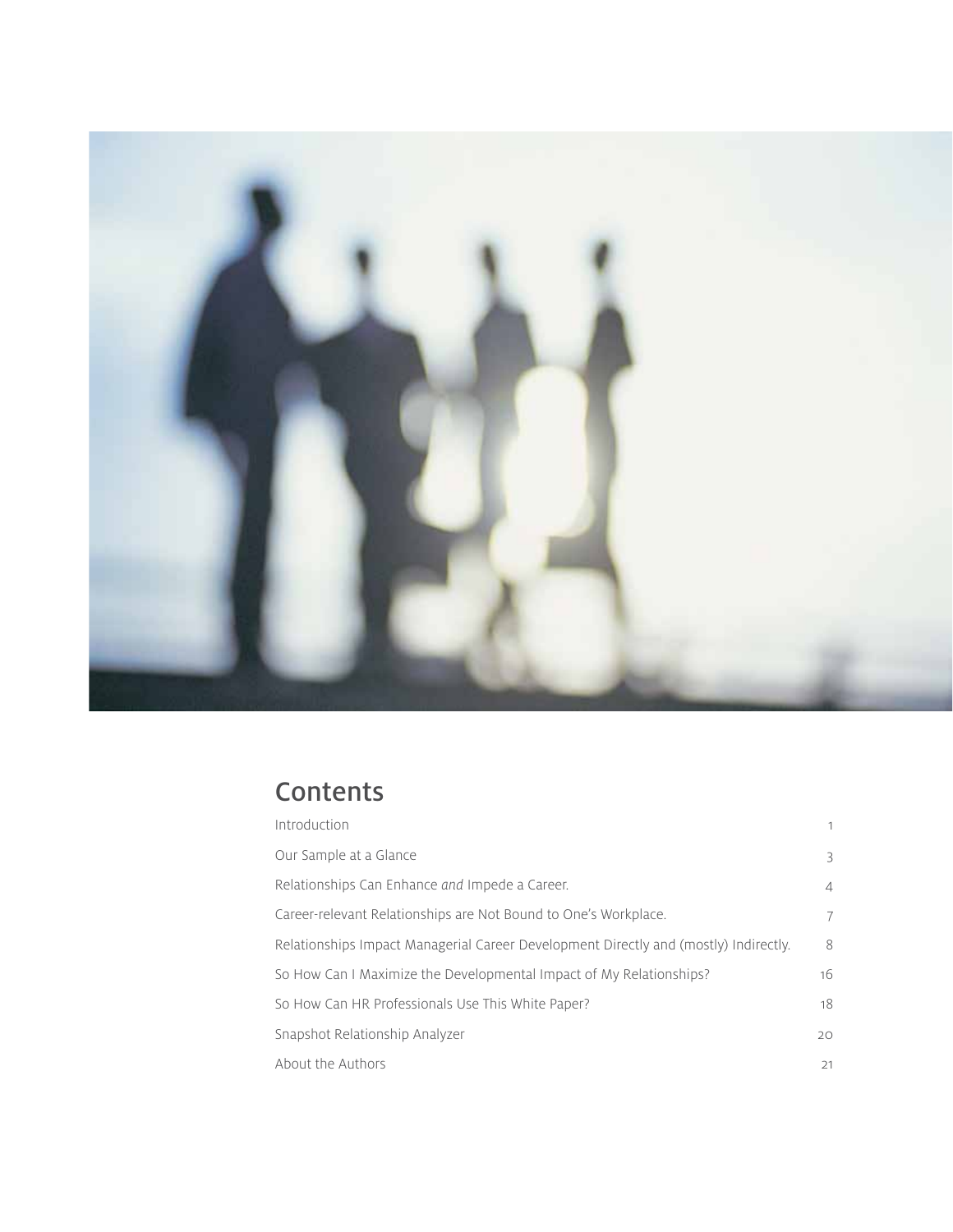# Contents

| | |
|---|---|
| Introduction | 1 |
| Our Sample at a Glance | 3 |
| Relationships Can Enhance *and* Impede a Career. | 4 |
| Career-relevant Relationships are Not Bound to One's Workplace. | 7 |
| Relationships Impact Managerial Career Development Directly and (mostly) Indirectly. | 8 |
| So How Can I Maximize the Developmental Impact of My Relationships? | 16 |
| So How Can HR Professionals Use This White Paper? | 18 |
| Snapshot Relationship Analyzer | 20 |
| About the Authors | 21 |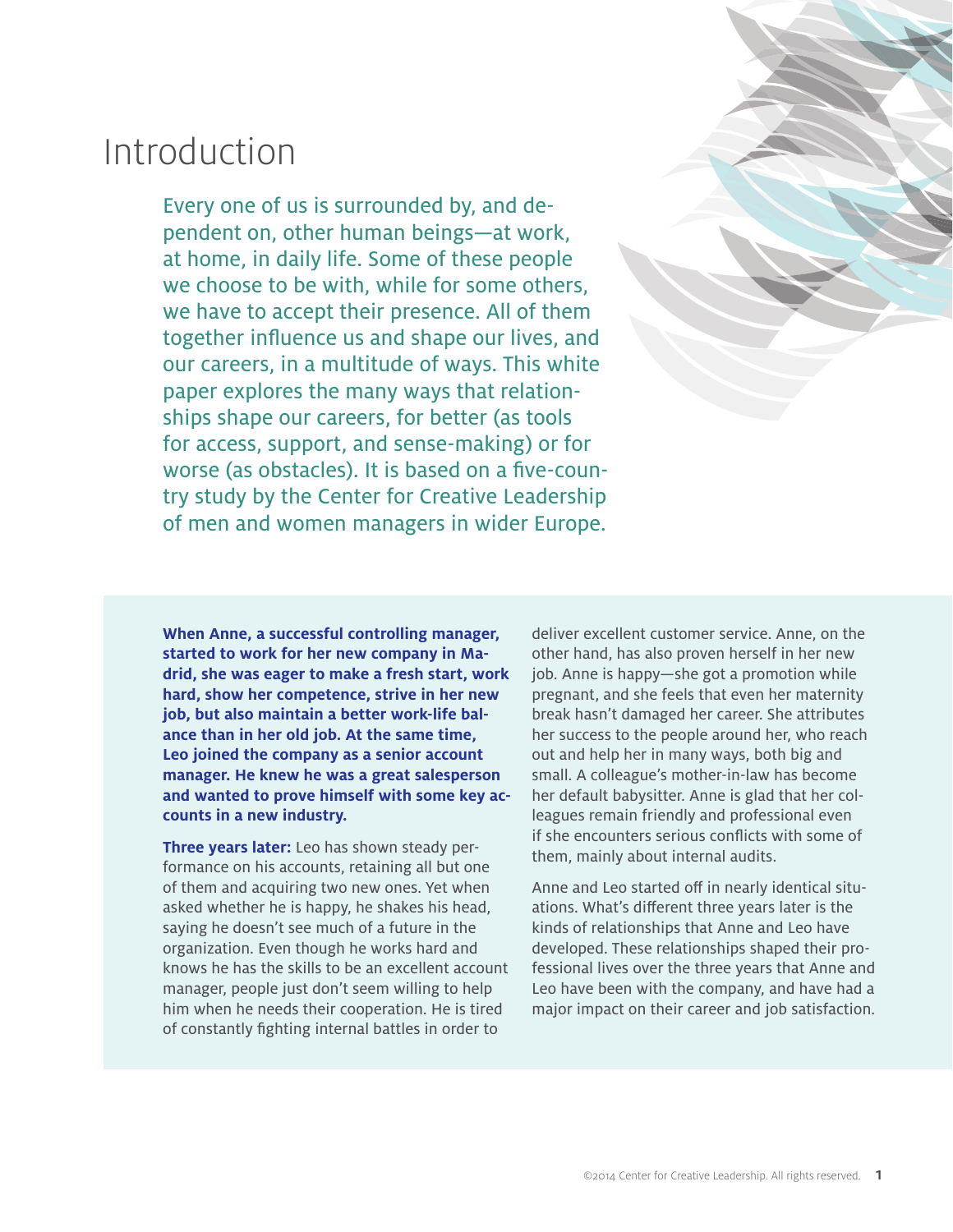# Introduction

Every one of us is surrounded by, and dependent on, other human beings—at work, at home, in daily life. Some of these people we choose to be with, while for some others, we have to accept their presence. All of them together influence us and shape our lives, and our careers, in a multitude of ways. This white paper explores the many ways that relationships shape our careers, for better (as tools for access, support, and sense-making) or for worse (as obstacles). It is based on a five-country study by the Center for Creative Leadership of men and women managers in wider Europe.

**When Anne, a successful controlling manager, started to work for her new company in Madrid, she was eager to make a fresh start, work hard, show her competence, strive in her new job, but also maintain a better work-life balance than in her old job. At the same time, Leo joined the company as a senior account manager. He knew he was a great salesperson and wanted to prove himself with some key accounts in a new industry.**

**Three years later:** Leo has shown steady performance on his accounts, retaining all but one of them and acquiring two new ones. Yet when asked whether he is happy, he shakes his head, saying he doesn't see much of a future in the organization. Even though he works hard and knows he has the skills to be an excellent account manager, people just don't seem willing to help him when he needs their cooperation. He is tired of constantly fighting internal battles in order to deliver excellent customer service. Anne, on the other hand, has also proven herself in her new job. Anne is happy—she got a promotion while pregnant, and she feels that even her maternity break hasn't damaged her career. She attributes her success to the people around her, who reach out and help her in many ways, both big and small. A colleague's mother-in-law has become her default babysitter. Anne is glad that her colleagues remain friendly and professional even if she encounters serious conflicts with some of them, mainly about internal audits.

Anne and Leo started off in nearly identical situations. What's different three years later is the kinds of relationships that Anne and Leo have developed. These relationships shaped their professional lives over the three years that Anne and Leo have been with the company, and have had a major impact on their career and job satisfaction.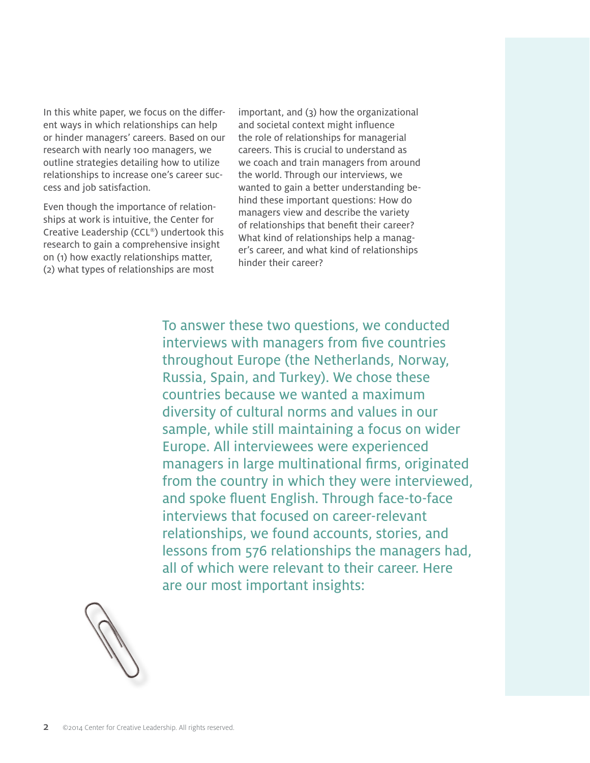In this white paper, we focus on the different ways in which relationships can help or hinder managers' careers. Based on our research with nearly 100 managers, we outline strategies detailing how to utilize relationships to increase one's career success and job satisfaction.

Even though the importance of relationships at work is intuitive, the Center for Creative Leadership (CCL®) undertook this research to gain a comprehensive insight on (1) how exactly relationships matter, (2) what types of relationships are most important, and (3) how the organizational and societal context might influence the role of relationships for managerial careers. This is crucial to understand as we coach and train managers from around the world. Through our interviews, we wanted to gain a better understanding behind these important questions: How do managers view and describe the variety of relationships that benefit their career? What kind of relationships help a manager's career, and what kind of relationships hinder their career?

To answer these two questions, we conducted interviews with managers from five countries throughout Europe (the Netherlands, Norway, Russia, Spain, and Turkey). We chose these countries because we wanted a maximum diversity of cultural norms and values in our sample, while still maintaining a focus on wider Europe. All interviewees were experienced managers in large multinational firms, originated from the country in which they were interviewed, and spoke fluent English. Through face-to-face interviews that focused on career-relevant relationships, we found accounts, stories, and lessons from 576 relationships the managers had, all of which were relevant to their career. Here are our most important insights: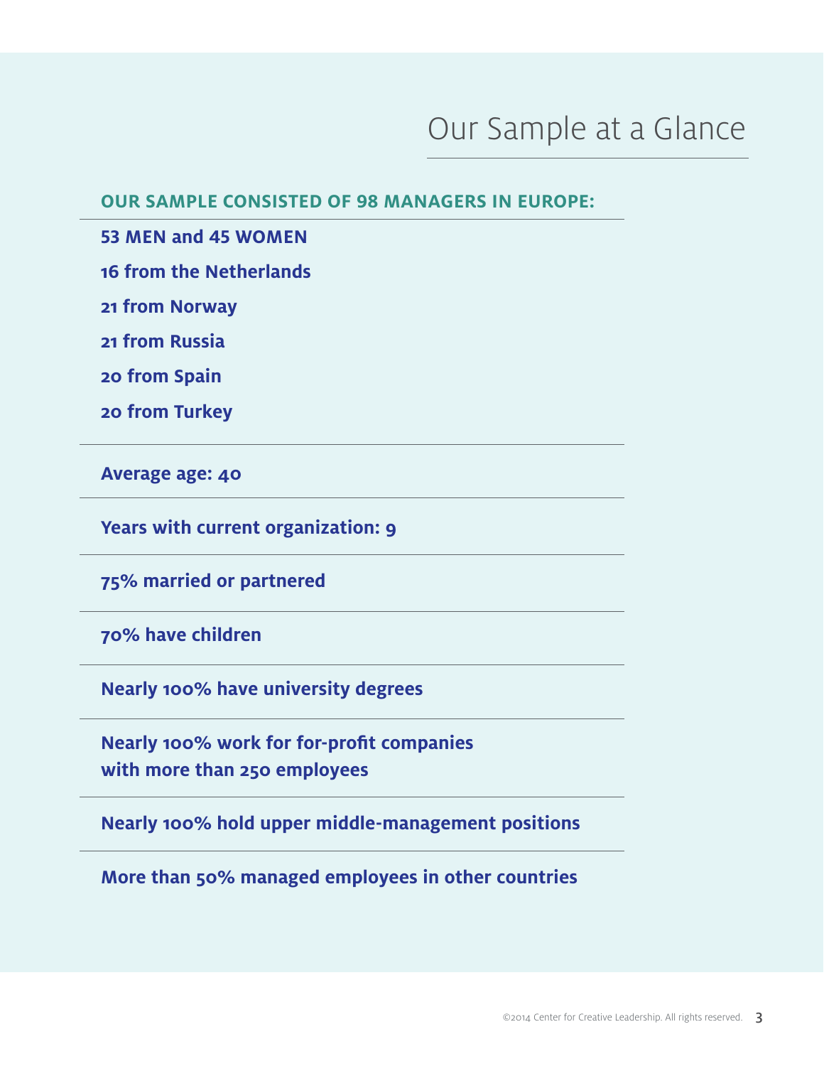# Our Sample at a Glance

**OUR SAMPLE CONSISTED OF 98 MANAGERS IN EUROPE:**

**53 MEN and 45 WOMEN**

**16 from the Netherlands**

**21 from Norway**

**21 from Russia**

**20 from Spain**

**20 from Turkey**

**Average age: 40**

**Years with current organization: 9**

**75% married or partnered**

**70% have children**

**Nearly 100% have university degrees**

**Nearly 100% work for for-profit companies with more than 250 employees**

**Nearly 100% hold upper middle-management positions**

**More than 50% managed employees in other countries**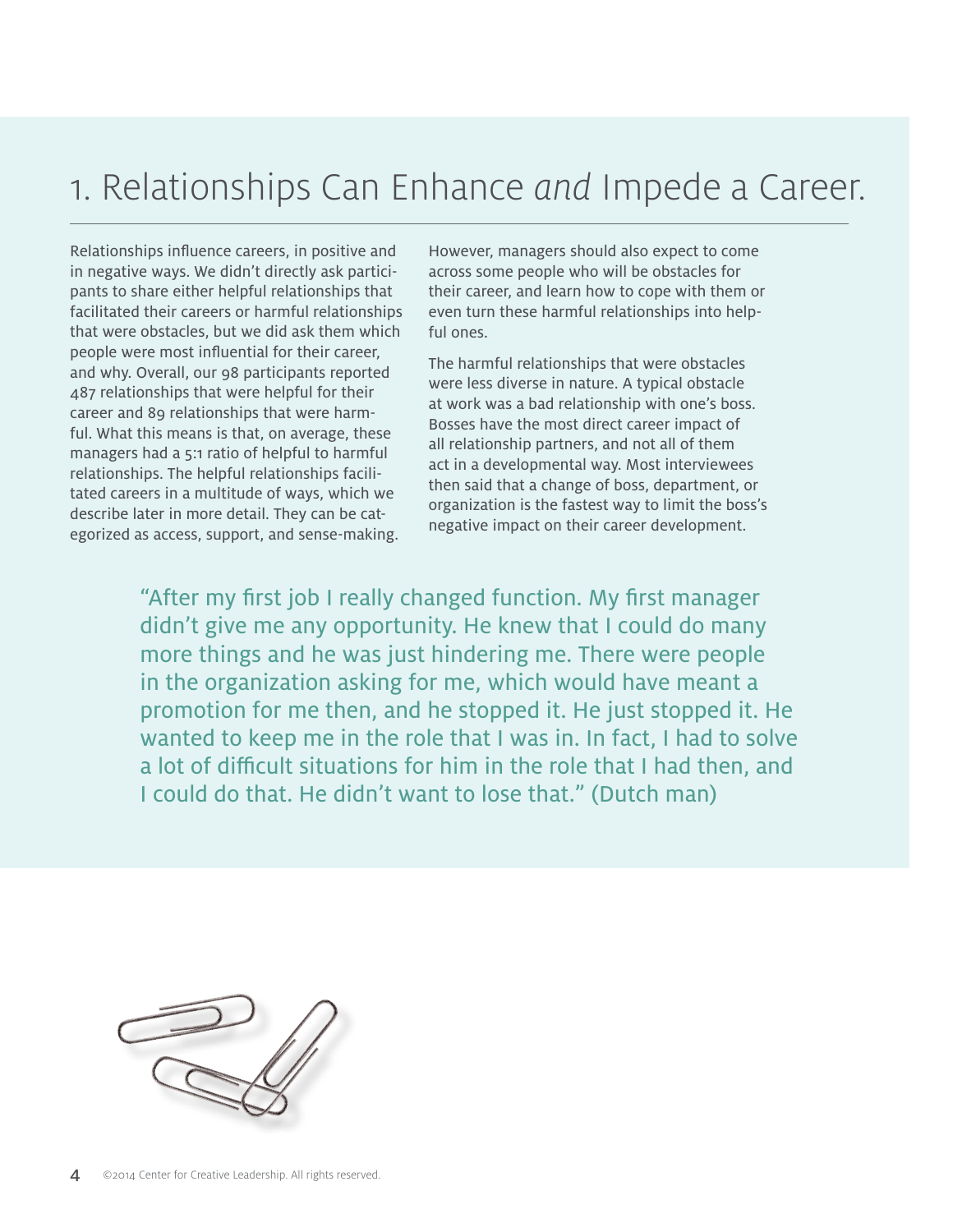# 1. Relationships Can Enhance *and* Impede a Career.

Relationships influence careers, in positive and in negative ways. We didn't directly ask participants to share either helpful relationships that facilitated their careers or harmful relationships that were obstacles, but we did ask them which people were most influential for their career, and why. Overall, our 98 participants reported 487 relationships that were helpful for their career and 89 relationships that were harmful. What this means is that, on average, these managers had a 5:1 ratio of helpful to harmful relationships. The helpful relationships facilitated careers in a multitude of ways, which we describe later in more detail. They can be categorized as access, support, and sense-making.

However, managers should also expect to come across some people who will be obstacles for their career, and learn how to cope with them or even turn these harmful relationships into helpful ones.

The harmful relationships that were obstacles were less diverse in nature. A typical obstacle at work was a bad relationship with one's boss. Bosses have the most direct career impact of all relationship partners, and not all of them act in a developmental way. Most interviewees then said that a change of boss, department, or organization is the fastest way to limit the boss's negative impact on their career development.

> "After my first job I really changed function. My first manager didn't give me any opportunity. He knew that I could do many more things and he was just hindering me. There were people in the organization asking for me, which would have meant a promotion for me then, and he stopped it. He just stopped it. He wanted to keep me in the role that I was in. In fact, I had to solve a lot of difficult situations for him in the role that I had then, and I could do that. He didn't want to lose that." (Dutch man)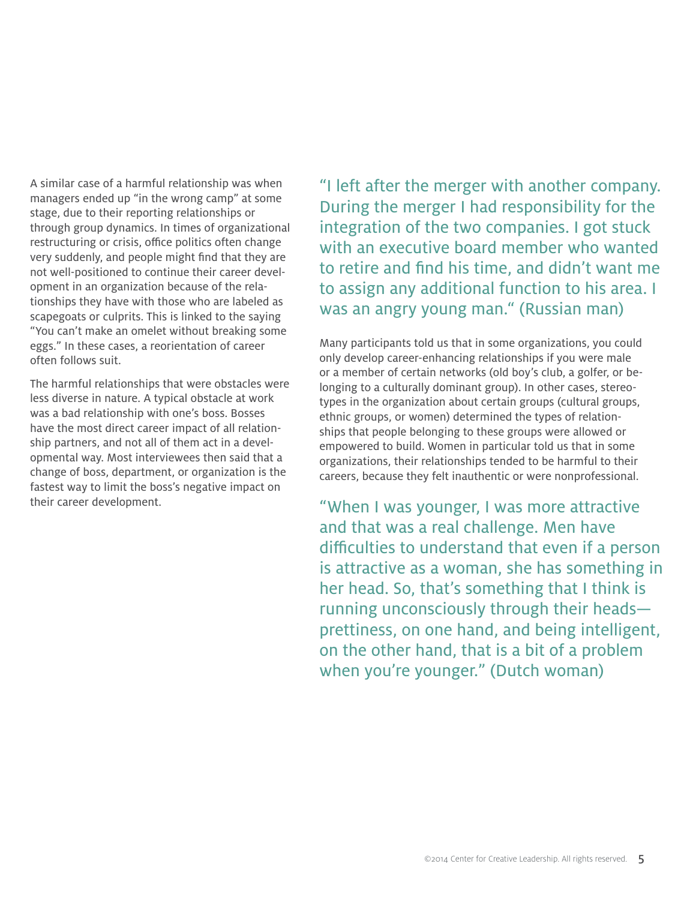A similar case of a harmful relationship was when managers ended up "in the wrong camp" at some stage, due to their reporting relationships or through group dynamics. In times of organizational restructuring or crisis, office politics often change very suddenly, and people might find that they are not well-positioned to continue their career development in an organization because of the relationships they have with those who are labeled as scapegoats or culprits. This is linked to the saying "You can't make an omelet without breaking some eggs." In these cases, a reorientation of career often follows suit.

The harmful relationships that were obstacles were less diverse in nature. A typical obstacle at work was a bad relationship with one's boss. Bosses have the most direct career impact of all relationship partners, and not all of them act in a developmental way. Most interviewees then said that a change of boss, department, or organization is the fastest way to limit the boss's negative impact on their career development.

> "I left after the merger with another company. During the merger I had responsibility for the integration of the two companies. I got stuck with an executive board member who wanted to retire and find his time, and didn't want me to assign any additional function to his area. I was an angry young man." (Russian man)

Many participants told us that in some organizations, you could only develop career-enhancing relationships if you were male or a member of certain networks (old boy's club, a golfer, or belonging to a culturally dominant group). In other cases, stereotypes in the organization about certain groups (cultural groups, ethnic groups, or women) determined the types of relationships that people belonging to these groups were allowed or empowered to build. Women in particular told us that in some organizations, their relationships tended to be harmful to their careers, because they felt inauthentic or were nonprofessional.

> "When I was younger, I was more attractive and that was a real challenge. Men have difficulties to understand that even if a person is attractive as a woman, she has something in her head. So, that's something that I think is running unconsciously through their heads—prettiness, on one hand, and being intelligent, on the other hand, that is a bit of a problem when you're younger." (Dutch woman)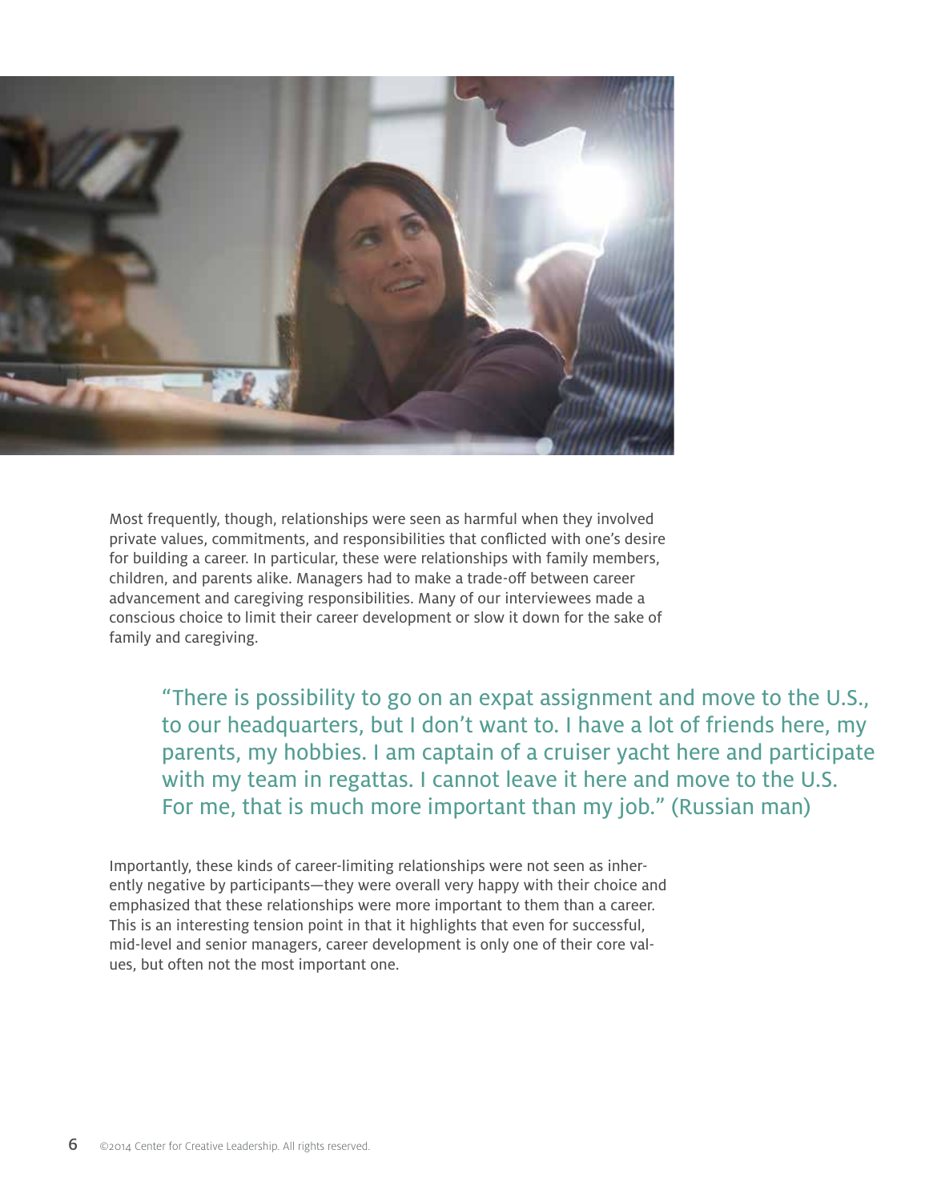Most frequently, though, relationships were seen as harmful when they involved private values, commitments, and responsibilities that conflicted with one's desire for building a career. In particular, these were relationships with family members, children, and parents alike. Managers had to make a trade-off between career advancement and caregiving responsibilities. Many of our interviewees made a conscious choice to limit their career development or slow it down for the sake of family and caregiving.

> "There is possibility to go on an expat assignment and move to the U.S., to our headquarters, but I don't want to. I have a lot of friends here, my parents, my hobbies. I am captain of a cruiser yacht here and participate with my team in regattas. I cannot leave it here and move to the U.S. For me, that is much more important than my job." (Russian man)

Importantly, these kinds of career-limiting relationships were not seen as inherently negative by participants—they were overall very happy with their choice and emphasized that these relationships were more important to them than a career. This is an interesting tension point in that it highlights that even for successful, mid-level and senior managers, career development is only one of their core values, but often not the most important one.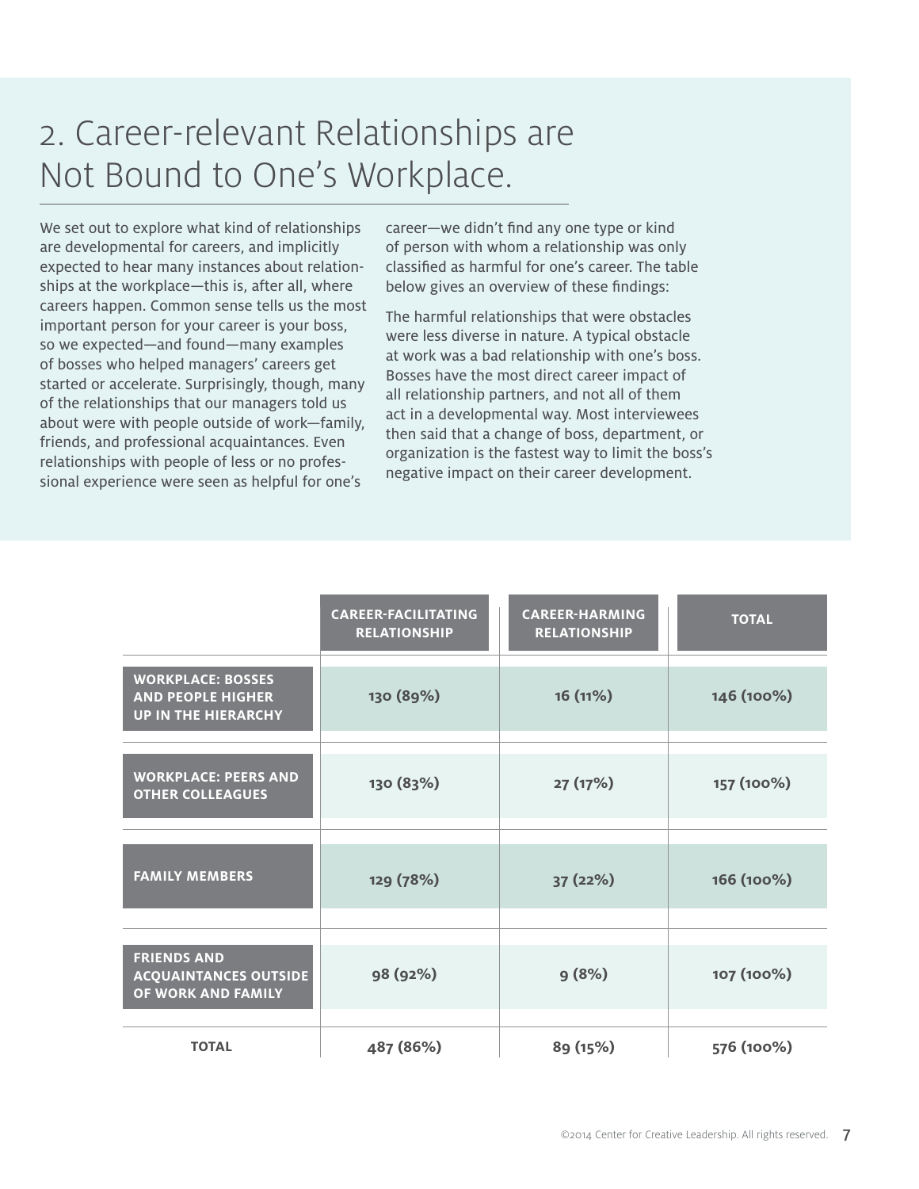## 2. Career-relevant Relationships are Not Bound to One's Workplace.

We set out to explore what kind of relationships are developmental for careers, and implicitly expected to hear many instances about relationships at the workplace—this is, after all, where careers happen. Common sense tells us the most important person for your career is your boss, so we expected—and found—many examples of bosses who helped managers' careers get started or accelerate. Surprisingly, though, many of the relationships that our managers told us about were with people outside of work—family, friends, and professional acquaintances. Even relationships with people of less or no professional experience were seen as helpful for one's career—we didn't find any one type or kind of person with whom a relationship was only classified as harmful for one's career. The table below gives an overview of these findings:

The harmful relationships that were obstacles were less diverse in nature. A typical obstacle at work was a bad relationship with one's boss. Bosses have the most direct career impact of all relationship partners, and not all of them act in a developmental way. Most interviewees then said that a change of boss, department, or organization is the fastest way to limit the boss's negative impact on their career development.

| | CAREER-FACILITATING RELATIONSHIP | CAREER-HARMING RELATIONSHIP | TOTAL |
|---|---|---|---|
| WORKPLACE: BOSSES AND PEOPLE HIGHER UP IN THE HIERARCHY | 130 (89%) | 16 (11%) | 146 (100%) |
| WORKPLACE: PEERS AND OTHER COLLEAGUES | 130 (83%) | 27 (17%) | 157 (100%) |
| FAMILY MEMBERS | 129 (78%) | 37 (22%) | 166 (100%) |
| FRIENDS AND ACQUAINTANCES OUTSIDE OF WORK AND FAMILY | 98 (92%) | 9 (8%) | 107 (100%) |
| TOTAL | 487 (86%) | 89 (15%) | 576 (100%) |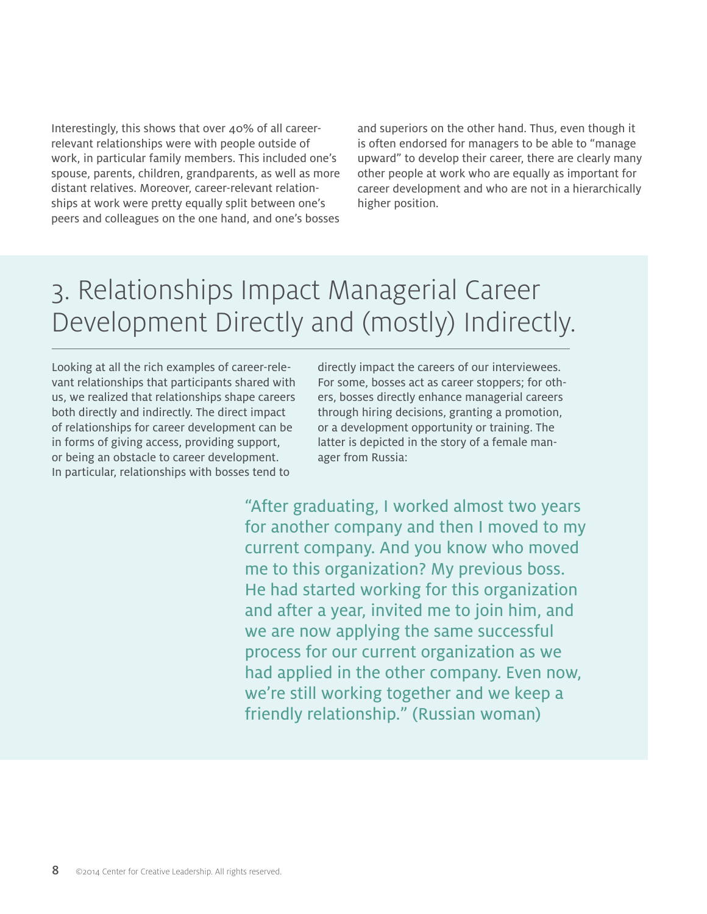Interestingly, this shows that over 40% of all career-relevant relationships were with people outside of work, in particular family members. This included one's spouse, parents, children, grandparents, as well as more distant relatives. Moreover, career-relevant relationships at work were pretty equally split between one's peers and colleagues on the one hand, and one's bosses and superiors on the other hand. Thus, even though it is often endorsed for managers to be able to "manage upward" to develop their career, there are clearly many other people at work who are equally as important for career development and who are not in a hierarchically higher position.

## 3. Relationships Impact Managerial Career Development Directly and (mostly) Indirectly.

Looking at all the rich examples of career-relevant relationships that participants shared with us, we realized that relationships shape careers both directly and indirectly. The direct impact of relationships for career development can be in forms of giving access, providing support, or being an obstacle to career development. In particular, relationships with bosses tend to directly impact the careers of our interviewees. For some, bosses act as career stoppers; for others, bosses directly enhance managerial careers through hiring decisions, granting a promotion, or a development opportunity or training. The latter is depicted in the story of a female manager from Russia:

> "After graduating, I worked almost two years for another company and then I moved to my current company. And you know who moved me to this organization? My previous boss. He had started working for this organization and after a year, invited me to join him, and we are now applying the same successful process for our current organization as we had applied in the other company. Even now, we're still working together and we keep a friendly relationship." (Russian woman)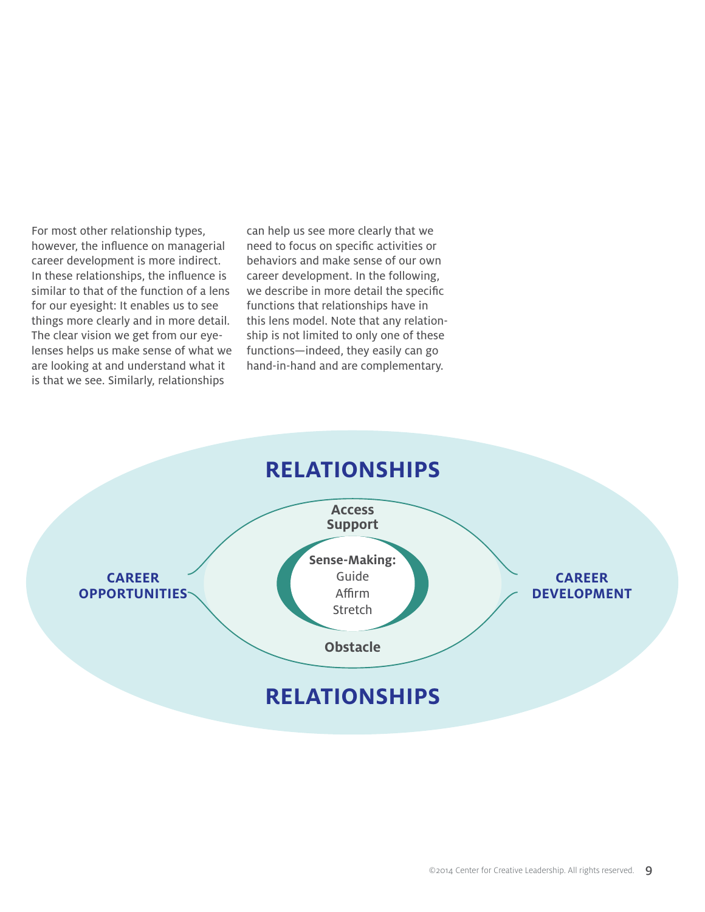For most other relationship types, however, the influence on managerial career development is more indirect. In these relationships, the influence is similar to that of the function of a lens for our eyesight: It enables us to see things more clearly and in more detail. The clear vision we get from our eyelenses helps us make sense of what we are looking at and understand what it is that we see. Similarly, relationships can help us see more clearly that we need to focus on specific activities or behaviors and make sense of our own career development. In the following, we describe in more detail the specific functions that relationships have in this lens model. Note that any relationship is not limited to only one of these functions—indeed, they easily can go hand-in-hand and are complementary.

**RELATIONSHIPS**

**CAREER OPPORTUNITIES**

**Access**
**Support**

**Sense-Making:**
Guide
Affirm
Stretch

**Obstacle**

**CAREER DEVELOPMENT**

**RELATIONSHIPS**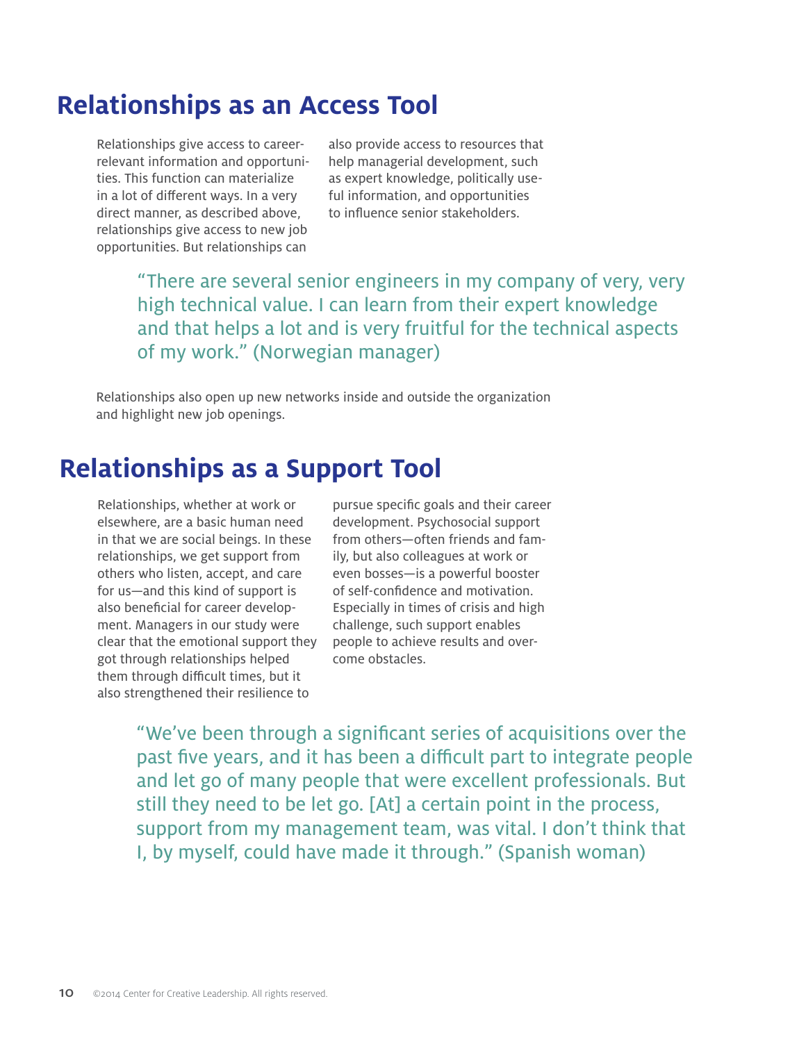## Relationships as an Access Tool

Relationships give access to career-relevant information and opportunities. This function can materialize in a lot of different ways. In a very direct manner, as described above, relationships give access to new job opportunities. But relationships can also provide access to resources that help managerial development, such as expert knowledge, politically useful information, and opportunities to influence senior stakeholders.

> "There are several senior engineers in my company of very, very high technical value. I can learn from their expert knowledge and that helps a lot and is very fruitful for the technical aspects of my work." (Norwegian manager)

Relationships also open up new networks inside and outside the organization and highlight new job openings.

## Relationships as a Support Tool

Relationships, whether at work or elsewhere, are a basic human need in that we are social beings. In these relationships, we get support from others who listen, accept, and care for us—and this kind of support is also beneficial for career development. Managers in our study were clear that the emotional support they got through relationships helped them through difficult times, but it also strengthened their resilience to pursue specific goals and their career development. Psychosocial support from others—often friends and family, but also colleagues at work or even bosses—is a powerful booster of self-confidence and motivation. Especially in times of crisis and high challenge, such support enables people to achieve results and overcome obstacles.

> "We've been through a significant series of acquisitions over the past five years, and it has been a difficult part to integrate people and let go of many people that were excellent professionals. But still they need to be let go. [At] a certain point in the process, support from my management team, was vital. I don't think that I, by myself, could have made it through." (Spanish woman)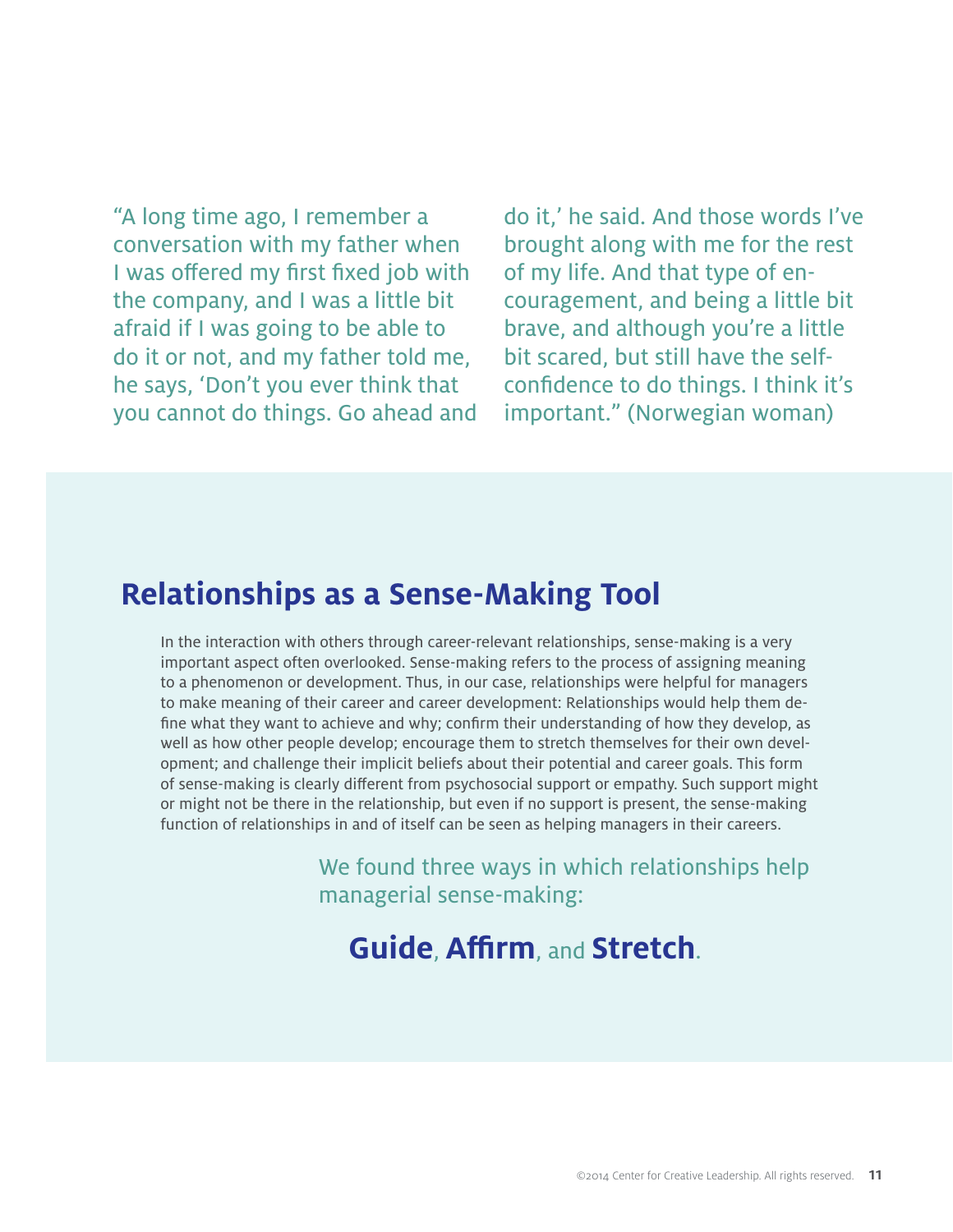"A long time ago, I remember a conversation with my father when I was offered my first fixed job with the company, and I was a little bit afraid if I was going to be able to do it or not, and my father told me, he says, 'Don't you ever think that you cannot do things. Go ahead and do it,' he said. And those words I've brought along with me for the rest of my life. And that type of encouragement, and being a little bit brave, and although you're a little bit scared, but still have the self-confidence to do things. I think it's important." (Norwegian woman)

## Relationships as a Sense-Making Tool

In the interaction with others through career-relevant relationships, sense-making is a very important aspect often overlooked. Sense-making refers to the process of assigning meaning to a phenomenon or development. Thus, in our case, relationships were helpful for managers to make meaning of their career and career development: Relationships would help them define what they want to achieve and why; confirm their understanding of how they develop, as well as how other people develop; encourage them to stretch themselves for their own development; and challenge their implicit beliefs about their potential and career goals. This form of sense-making is clearly different from psychosocial support or empathy. Such support might or might not be there in the relationship, but even if no support is present, the sense-making function of relationships in and of itself can be seen as helping managers in their careers.

We found three ways in which relationships help managerial sense-making:

**Guide**, **Affirm**, and **Stretch**.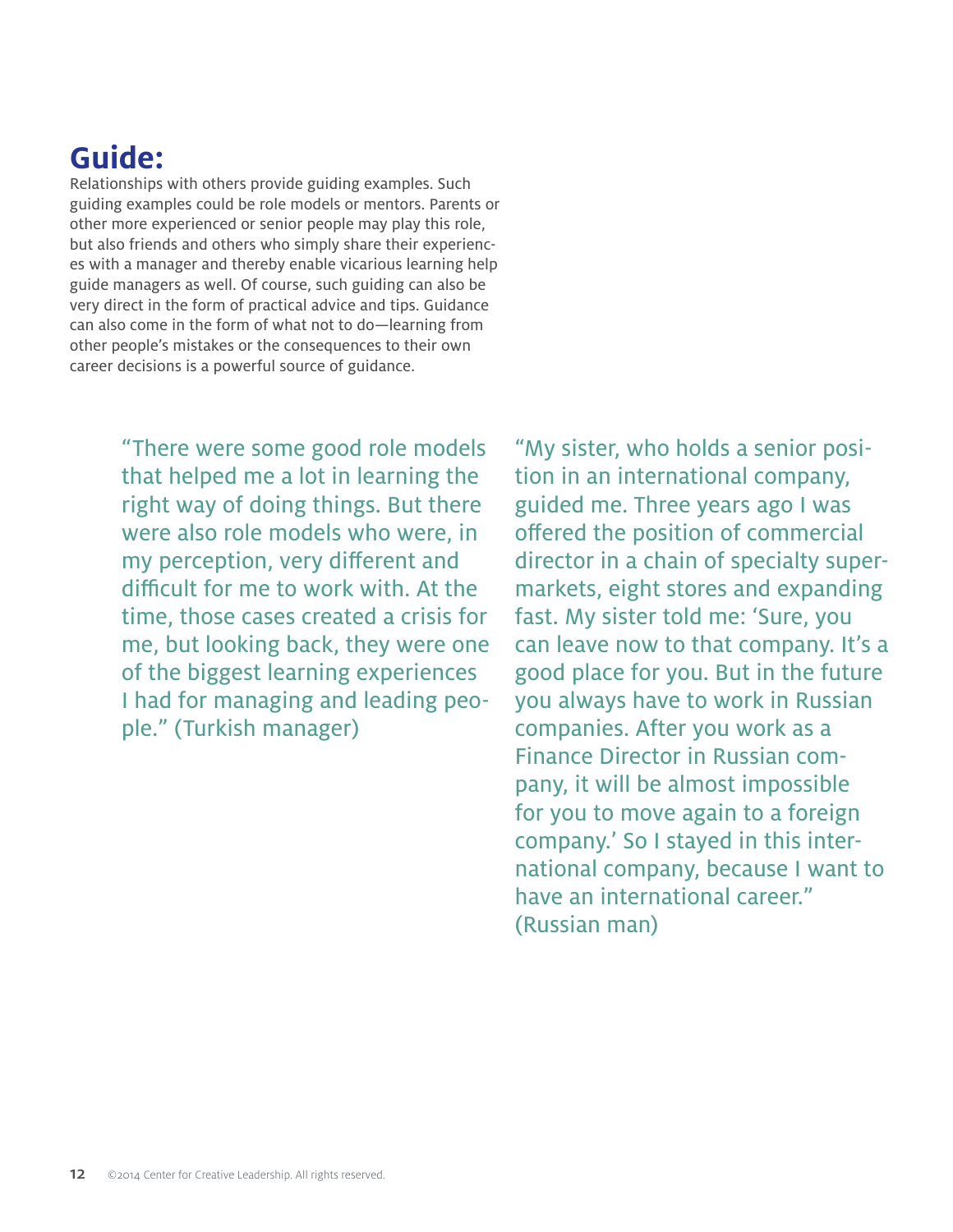## Guide:

Relationships with others provide guiding examples. Such guiding examples could be role models or mentors. Parents or other more experienced or senior people may play this role, but also friends and others who simply share their experiences with a manager and thereby enable vicarious learning help guide managers as well. Of course, such guiding can also be very direct in the form of practical advice and tips. Guidance can also come in the form of what not to do—learning from other people's mistakes or the consequences to their own career decisions is a powerful source of guidance.

"There were some good role models that helped me a lot in learning the right way of doing things. But there were also role models who were, in my perception, very different and difficult for me to work with. At the time, those cases created a crisis for me, but looking back, they were one of the biggest learning experiences I had for managing and leading people." (Turkish manager)

"My sister, who holds a senior position in an international company, guided me. Three years ago I was offered the position of commercial director in a chain of specialty supermarkets, eight stores and expanding fast. My sister told me: 'Sure, you can leave now to that company. It's a good place for you. But in the future you always have to work in Russian companies. After you work as a Finance Director in Russian company, it will be almost impossible for you to move again to a foreign company.' So I stayed in this international company, because I want to have an international career." (Russian man)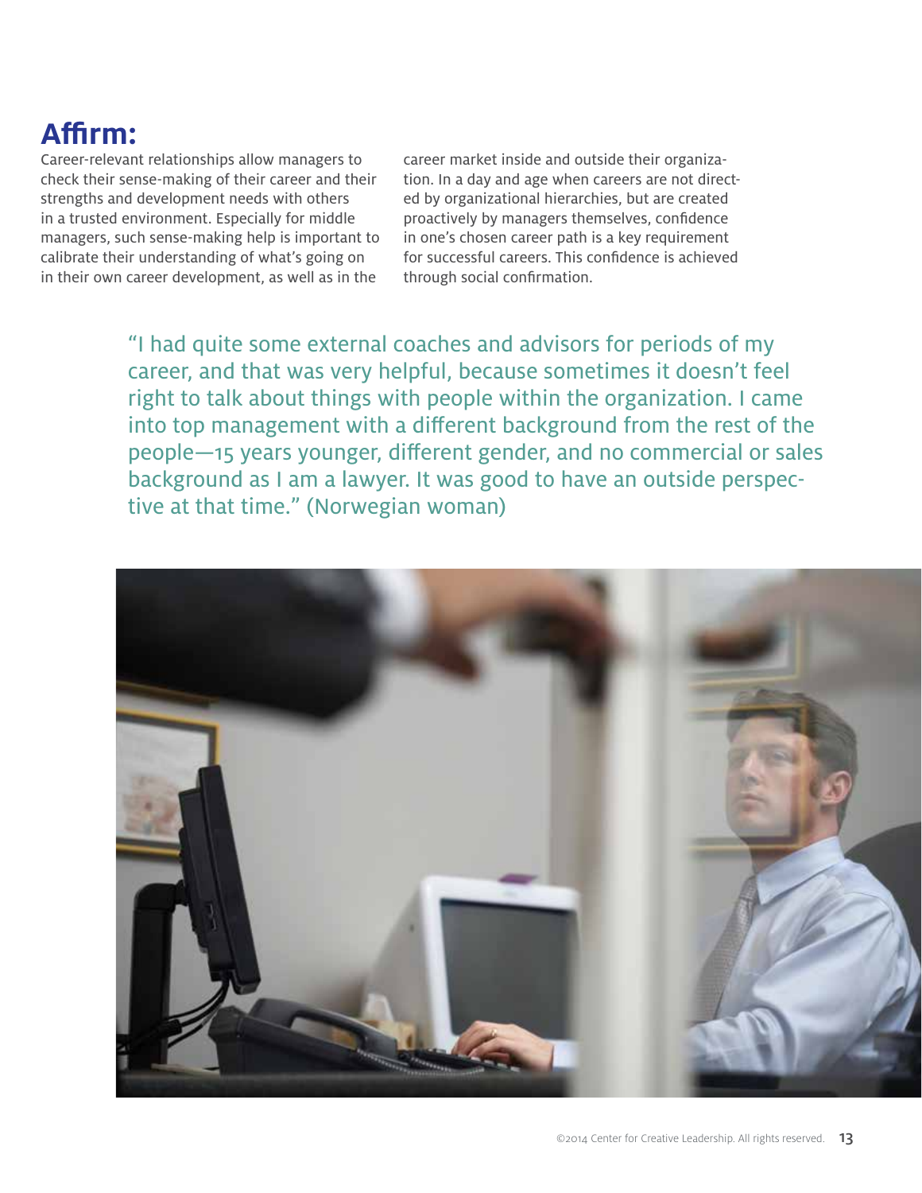## Affirm:

Career-relevant relationships allow managers to check their sense-making of their career and their strengths and development needs with others in a trusted environment. Especially for middle managers, such sense-making help is important to calibrate their understanding of what's going on in their own career development, as well as in the career market inside and outside their organization. In a day and age when careers are not directed by organizational hierarchies, but are created proactively by managers themselves, confidence in one's chosen career path is a key requirement for successful careers. This confidence is achieved through social confirmation.

> "I had quite some external coaches and advisors for periods of my career, and that was very helpful, because sometimes it doesn't feel right to talk about things with people within the organization. I came into top management with a different background from the rest of the people—15 years younger, different gender, and no commercial or sales background as I am a lawyer. It was good to have an outside perspective at that time." (Norwegian woman)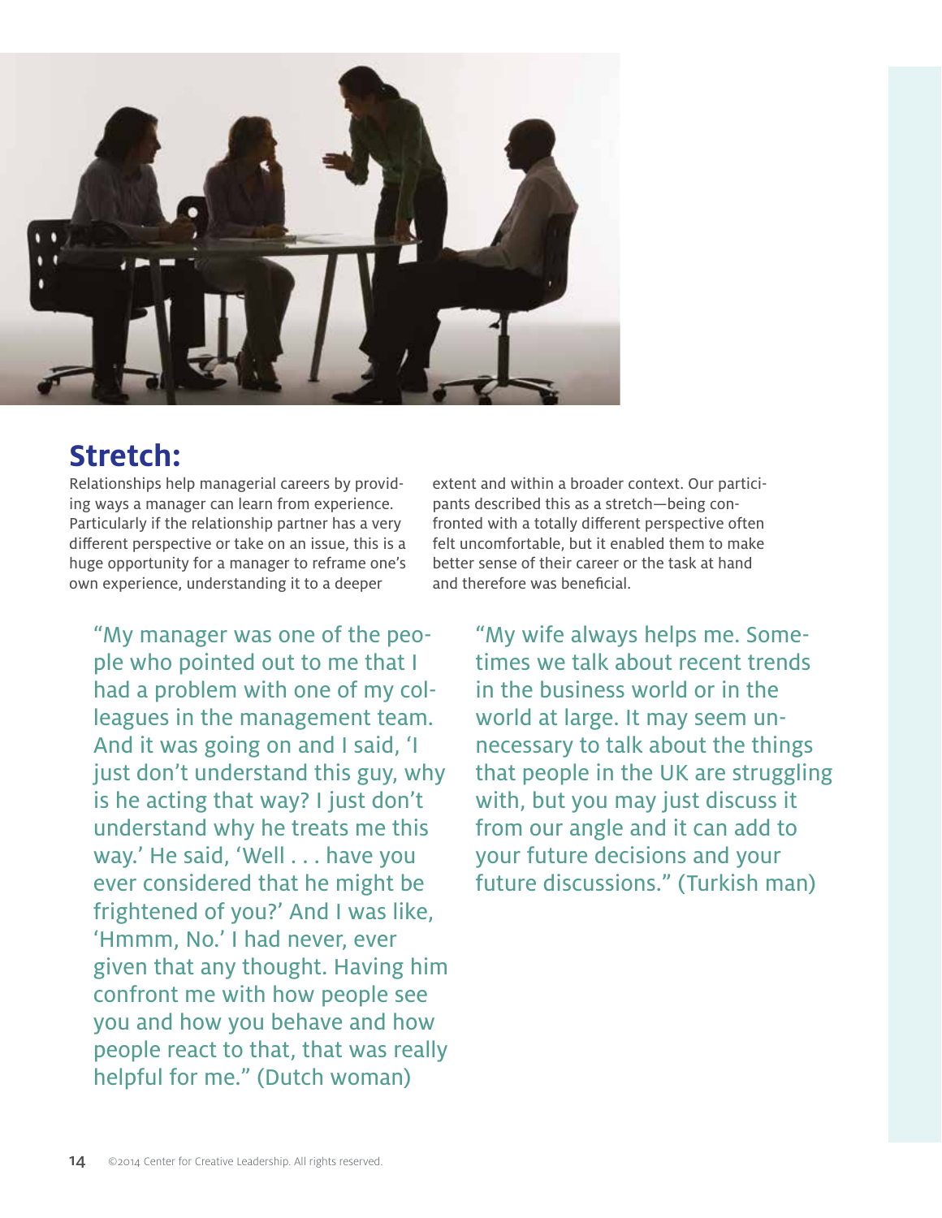## Stretch:

Relationships help managerial careers by providing ways a manager can learn from experience. Particularly if the relationship partner has a very different perspective or take on an issue, this is a huge opportunity for a manager to reframe one's own experience, understanding it to a deeper extent and within a broader context. Our participants described this as a stretch—being confronted with a totally different perspective often felt uncomfortable, but it enabled them to make better sense of their career or the task at hand and therefore was beneficial.

"My manager was one of the people who pointed out to me that I had a problem with one of my colleagues in the management team. And it was going on and I said, 'I just don't understand this guy, why is he acting that way? I just don't understand why he treats me this way.' He said, 'Well . . . have you ever considered that he might be frightened of you?' And I was like, 'Hmmm, No.' I had never, ever given that any thought. Having him confront me with how people see you and how you behave and how people react to that, that was really helpful for me." (Dutch woman)

"My wife always helps me. Sometimes we talk about recent trends in the business world or in the world at large. It may seem unnecessary to talk about the things that people in the UK are struggling with, but you may just discuss it from our angle and it can add to your future decisions and your future discussions." (Turkish man)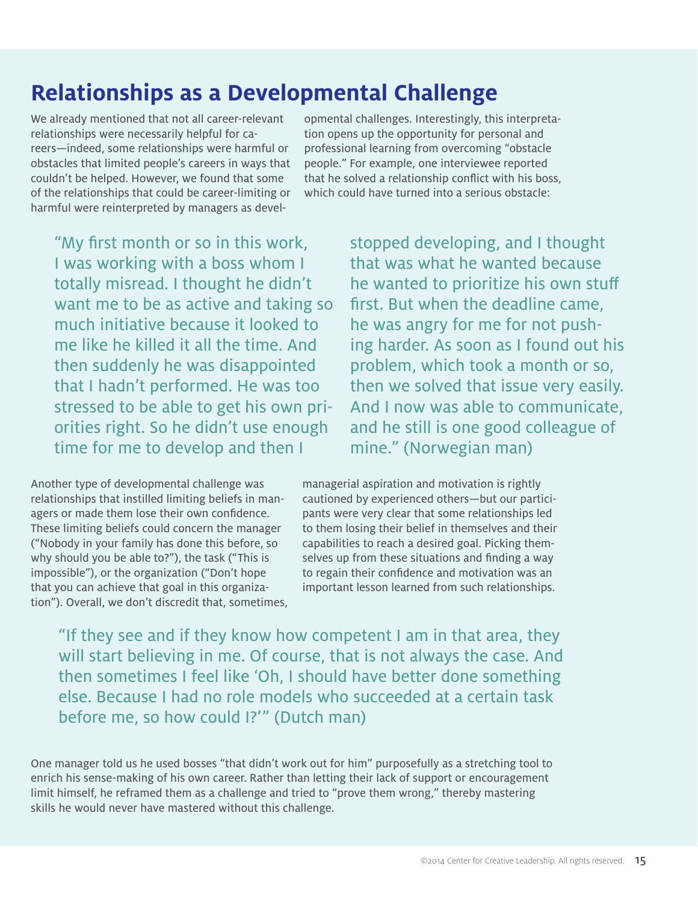## Relationships as a Developmental Challenge

We already mentioned that not all career-relevant relationships were necessarily helpful for careers—indeed, some relationships were harmful or obstacles that limited people's careers in ways that couldn't be helped. However, we found that some of the relationships that could be career-limiting or harmful were reinterpreted by managers as developmental challenges. Interestingly, this interpretation opens up the opportunity for personal and professional learning from overcoming "obstacle people." For example, one interviewee reported that he solved a relationship conflict with his boss, which could have turned into a serious obstacle:

> "My first month or so in this work, I was working with a boss whom I totally misread. I thought he didn't want me to be as active and taking so much initiative because it looked to me like he killed it all the time. And then suddenly he was disappointed that I hadn't performed. He was too stressed to be able to get his own priorities right. So he didn't use enough time for me to develop and then I stopped developing, and I thought that was what he wanted because he wanted to prioritize his own stuff first. But when the deadline came, he was angry for me for not pushing harder. As soon as I found out his problem, which took a month or so, then we solved that issue very easily. And I now was able to communicate, and he still is one good colleague of mine." (Norwegian man)

Another type of developmental challenge was relationships that instilled limiting beliefs in managers or made them lose their own confidence. These limiting beliefs could concern the manager ("Nobody in your family has done this before, so why should you be able to?"), the task ("This is impossible"), or the organization ("Don't hope that you can achieve that goal in this organization"). Overall, we don't discredit that, sometimes, managerial aspiration and motivation is rightly cautioned by experienced others—but our participants were very clear that some relationships led to them losing their belief in themselves and their capabilities to reach a desired goal. Picking themselves up from these situations and finding a way to regain their confidence and motivation was an important lesson learned from such relationships.

> "If they see and if they know how competent I am in that area, they will start believing in me. Of course, that is not always the case. And then sometimes I feel like 'Oh, I should have better done something else. Because I had no role models who succeeded at a certain task before me, so how could I?'" (Dutch man)

One manager told us he used bosses "that didn't work out for him" purposefully as a stretching tool to enrich his sense-making of his own career. Rather than letting their lack of support or encouragement limit himself, he reframed them as a challenge and tried to "prove them wrong," thereby mastering skills he would never have mastered without this challenge.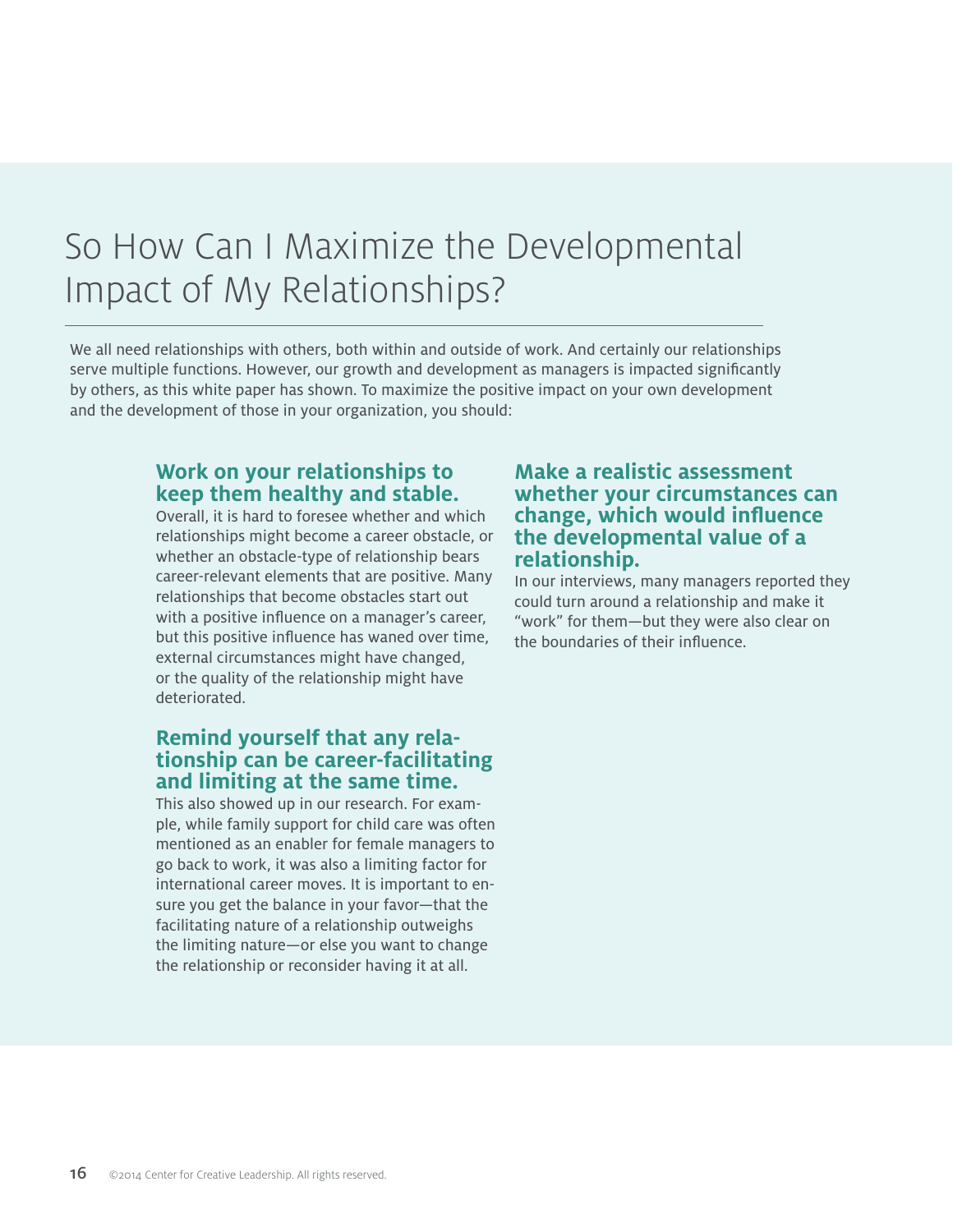# So How Can I Maximize the Developmental Impact of My Relationships?

We all need relationships with others, both within and outside of work. And certainly our relationships serve multiple functions. However, our growth and development as managers is impacted significantly by others, as this white paper has shown. To maximize the positive impact on your own development and the development of those in your organization, you should:

### Work on your relationships to keep them healthy and stable.

Overall, it is hard to foresee whether and which relationships might become a career obstacle, or whether an obstacle-type of relationship bears career-relevant elements that are positive. Many relationships that become obstacles start out with a positive influence on a manager's career, but this positive influence has waned over time, external circumstances might have changed, or the quality of the relationship might have deteriorated.

### Remind yourself that any relationship can be career-facilitating and limiting at the same time.

This also showed up in our research. For example, while family support for child care was often mentioned as an enabler for female managers to go back to work, it was also a limiting factor for international career moves. It is important to ensure you get the balance in your favor—that the facilitating nature of a relationship outweighs the limiting nature—or else you want to change the relationship or reconsider having it at all.

### Make a realistic assessment whether your circumstances can change, which would influence the developmental value of a relationship.

In our interviews, many managers reported they could turn around a relationship and make it "work" for them—but they were also clear on the boundaries of their influence.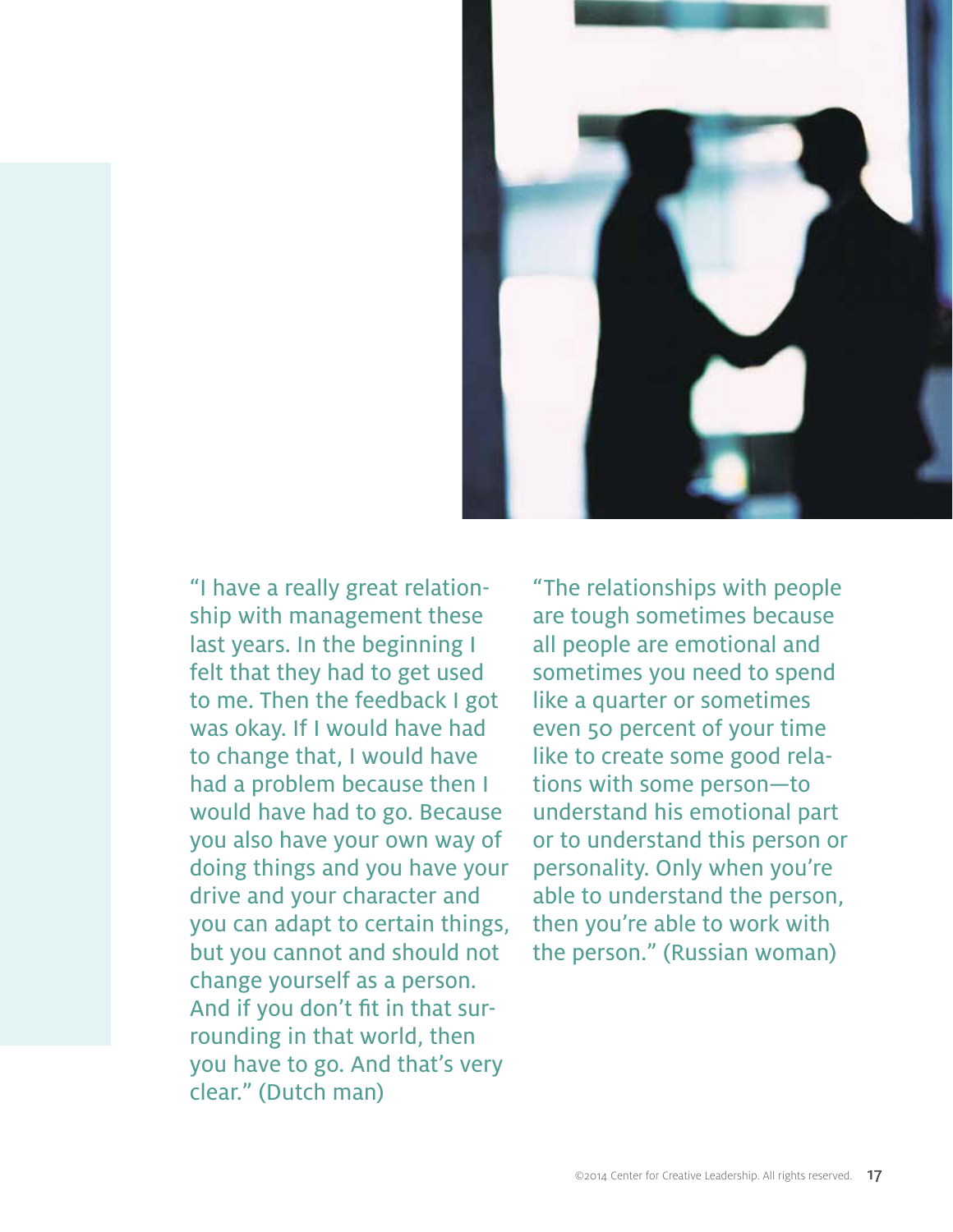"I have a really great relationship with management these last years. In the beginning I felt that they had to get used to me. Then the feedback I got was okay. If I would have had to change that, I would have had a problem because then I would have had to go. Because you also have your own way of doing things and you have your drive and your character and you can adapt to certain things, but you cannot and should not change yourself as a person. And if you don't fit in that surrounding in that world, then you have to go. And that's very clear." (Dutch man)

"The relationships with people are tough sometimes because all people are emotional and sometimes you need to spend like a quarter or sometimes even 50 percent of your time like to create some good relations with some person—to understand his emotional part or to understand this person or personality. Only when you're able to understand the person, then you're able to work with the person." (Russian woman)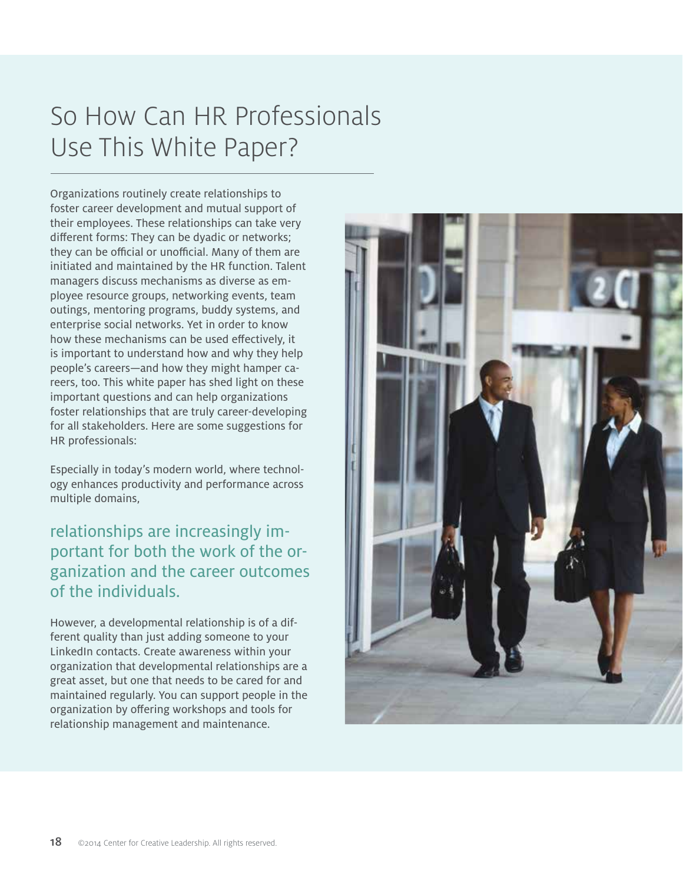# So How Can HR Professionals Use This White Paper?

Organizations routinely create relationships to foster career development and mutual support of their employees. These relationships can take very different forms: They can be dyadic or networks; they can be official or unofficial. Many of them are initiated and maintained by the HR function. Talent managers discuss mechanisms as diverse as employee resource groups, networking events, team outings, mentoring programs, buddy systems, and enterprise social networks. Yet in order to know how these mechanisms can be used effectively, it is important to understand how and why they help people's careers—and how they might hamper careers, too. This white paper has shed light on these important questions and can help organizations foster relationships that are truly career-developing for all stakeholders. Here are some suggestions for HR professionals:

Especially in today's modern world, where technology enhances productivity and performance across multiple domains,

## relationships are increasingly important for both the work of the organization and the career outcomes of the individuals.

However, a developmental relationship is of a different quality than just adding someone to your LinkedIn contacts. Create awareness within your organization that developmental relationships are a great asset, but one that needs to be cared for and maintained regularly. You can support people in the organization by offering workshops and tools for relationship management and maintenance.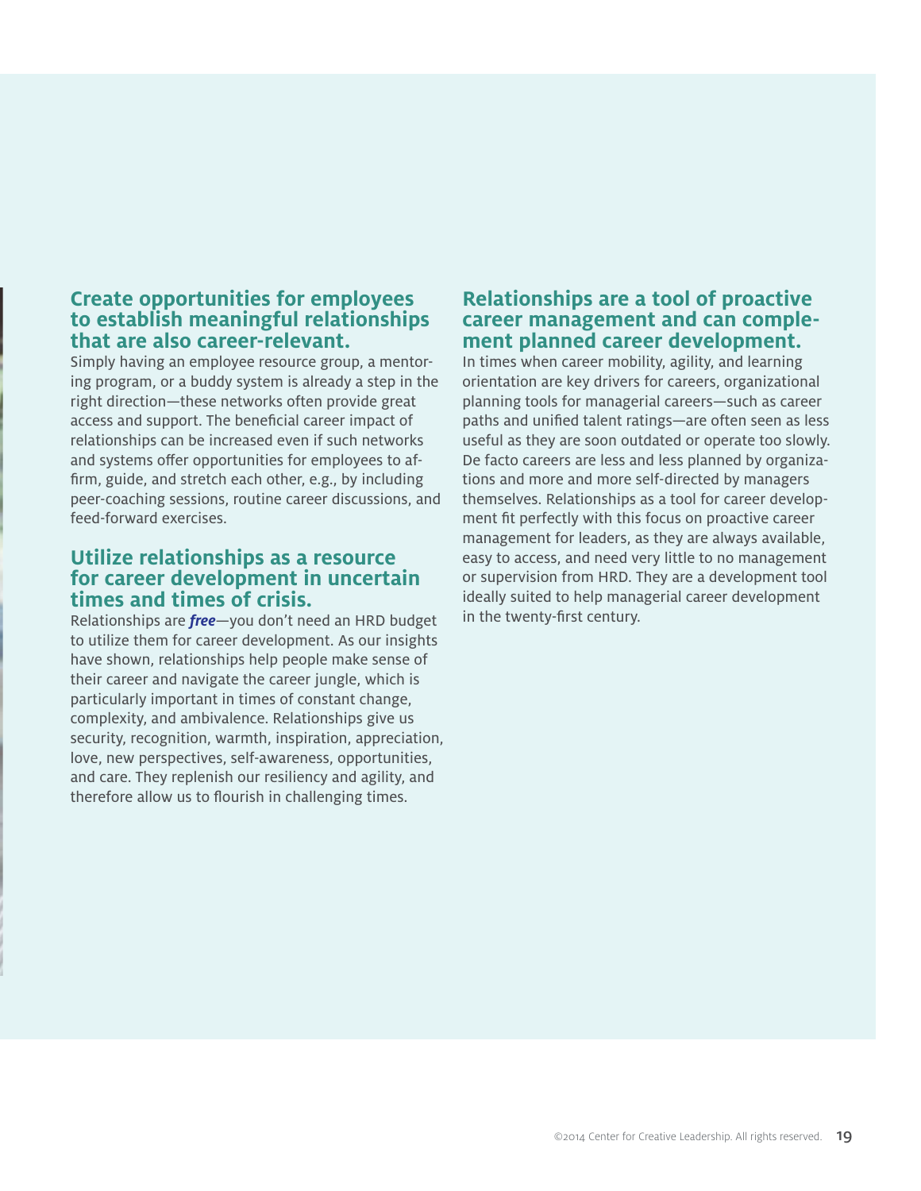## Create opportunities for employees to establish meaningful relationships that are also career-relevant.

Simply having an employee resource group, a mentoring program, or a buddy system is already a step in the right direction—these networks often provide great access and support. The beneficial career impact of relationships can be increased even if such networks and systems offer opportunities for employees to affirm, guide, and stretch each other, e.g., by including peer-coaching sessions, routine career discussions, and feed-forward exercises.

## Utilize relationships as a resource for career development in uncertain times and times of crisis.

Relationships are ***free***—you don't need an HRD budget to utilize them for career development. As our insights have shown, relationships help people make sense of their career and navigate the career jungle, which is particularly important in times of constant change, complexity, and ambivalence. Relationships give us security, recognition, warmth, inspiration, appreciation, love, new perspectives, self-awareness, opportunities, and care. They replenish our resiliency and agility, and therefore allow us to flourish in challenging times.

## Relationships are a tool of proactive career management and can complement planned career development.

In times when career mobility, agility, and learning orientation are key drivers for careers, organizational planning tools for managerial careers—such as career paths and unified talent ratings—are often seen as less useful as they are soon outdated or operate too slowly. De facto careers are less and less planned by organizations and more and more self-directed by managers themselves. Relationships as a tool for career development fit perfectly with this focus on proactive career management for leaders, as they are always available, easy to access, and need very little to no management or supervision from HRD. They are a development tool ideally suited to help managerial career development in the twenty-first century.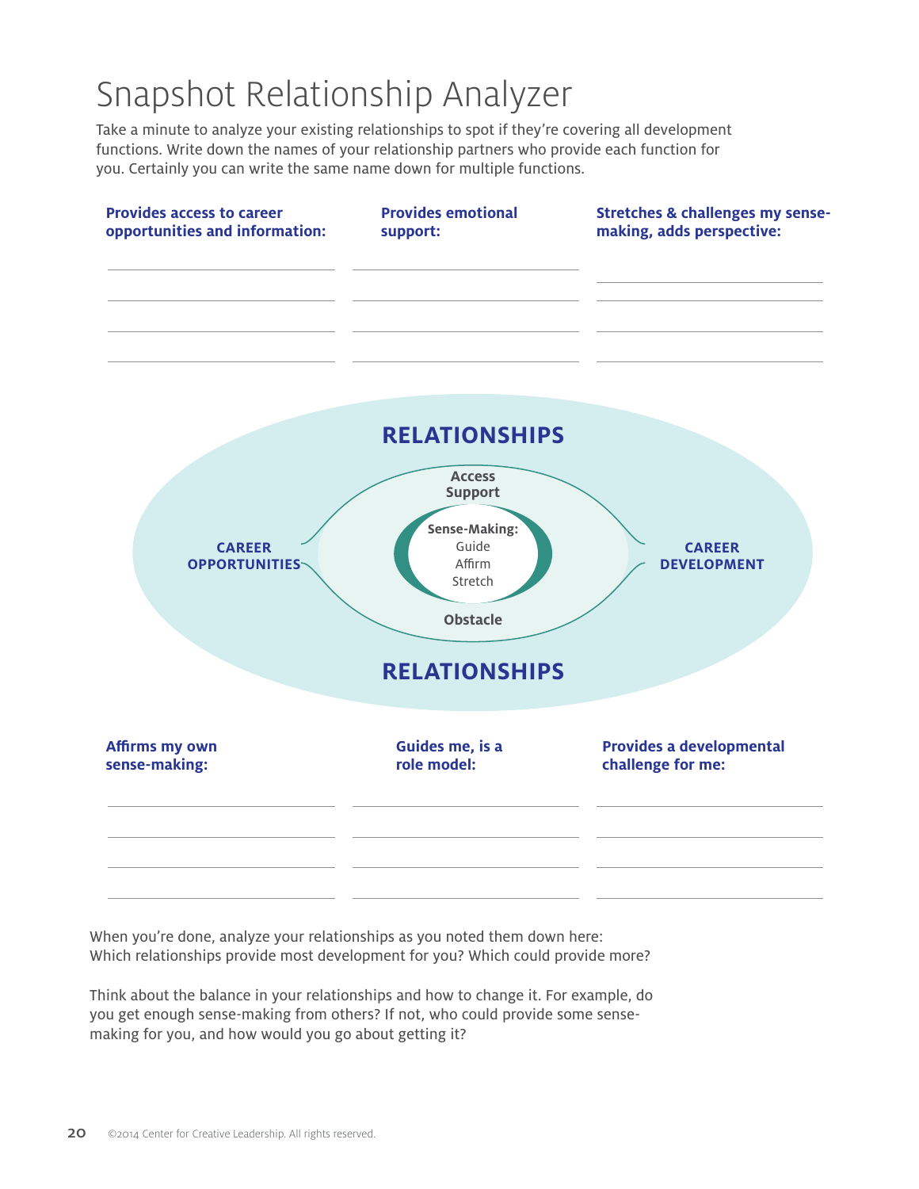# Snapshot Relationship Analyzer

Take a minute to analyze your existing relationships to spot if they're covering all development functions. Write down the names of your relationship partners who provide each function for you. Certainly you can write the same name down for multiple functions.

**Provides access to career opportunities and information:**

______________________

______________________

______________________

______________________

**Provides emotional support:**

______________________

______________________

______________________

______________________

**Stretches & challenges my sense-making, adds perspective:**

______________________

______________________

______________________

______________________

**RELATIONSHIPS**

**CAREER OPPORTUNITIES**

**Access**
**Support**

**Sense-Making:**
Guide
Affirm
Stretch

**Obstacle**

**CAREER DEVELOPMENT**

**RELATIONSHIPS**

**Affirms my own sense-making:**

______________________

______________________

______________________

______________________

**Guides me, is a role model:**

______________________

______________________

______________________

______________________

**Provides a developmental challenge for me:**

______________________

______________________

______________________

______________________

When you're done, analyze your relationships as you noted them down here: Which relationships provide most development for you? Which could provide more?

Think about the balance in your relationships and how to change it. For example, do you get enough sense-making from others? If not, who could provide some sense-making for you, and how would you go about getting it?

©2014 Center for Creative Leadership. All rights reserved.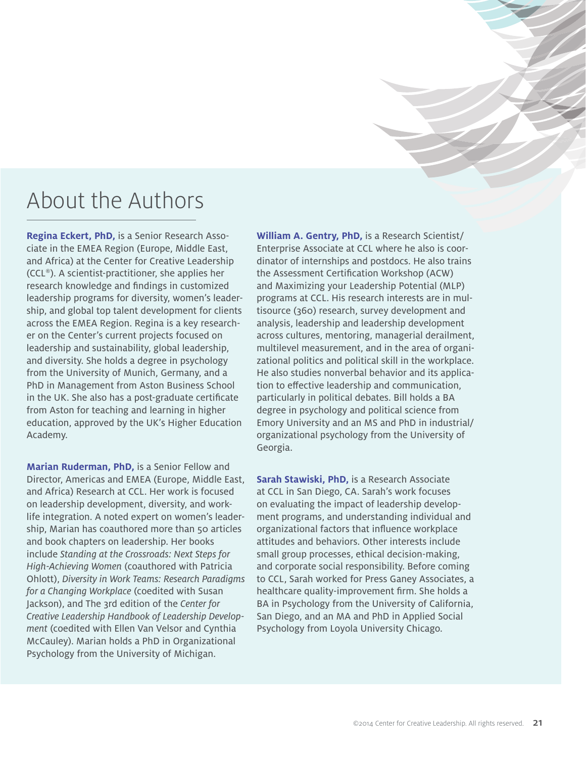# About the Authors

**Regina Eckert, PhD,** is a Senior Research Associate in the EMEA Region (Europe, Middle East, and Africa) at the Center for Creative Leadership (CCL®). A scientist-practitioner, she applies her research knowledge and findings in customized leadership programs for diversity, women's leadership, and global top talent development for clients across the EMEA Region. Regina is a key researcher on the Center's current projects focused on leadership and sustainability, global leadership, and diversity. She holds a degree in psychology from the University of Munich, Germany, and a PhD in Management from Aston Business School in the UK. She also has a post-graduate certificate from Aston for teaching and learning in higher education, approved by the UK's Higher Education Academy.

**Marian Ruderman, PhD,** is a Senior Fellow and Director, Americas and EMEA (Europe, Middle East, and Africa) Research at CCL. Her work is focused on leadership development, diversity, and work-life integration. A noted expert on women's leadership, Marian has coauthored more than 50 articles and book chapters on leadership. Her books include *Standing at the Crossroads: Next Steps for High-Achieving Women* (coauthored with Patricia Ohlott), *Diversity in Work Teams: Research Paradigms for a Changing Workplace* (coedited with Susan Jackson), and The 3rd edition of the *Center for Creative Leadership Handbook of Leadership Development* (coedited with Ellen Van Velsor and Cynthia McCauley). Marian holds a PhD in Organizational Psychology from the University of Michigan.

**William A. Gentry, PhD,** is a Research Scientist/Enterprise Associate at CCL where he also is coordinator of internships and postdocs. He also trains the Assessment Certification Workshop (ACW) and Maximizing your Leadership Potential (MLP) programs at CCL. His research interests are in multisource (360) research, survey development and analysis, leadership and leadership development across cultures, mentoring, managerial derailment, multilevel measurement, and in the area of organizational politics and political skill in the workplace. He also studies nonverbal behavior and its application to effective leadership and communication, particularly in political debates. Bill holds a BA degree in psychology and political science from Emory University and an MS and PhD in industrial/organizational psychology from the University of Georgia.

**Sarah Stawiski, PhD,** is a Research Associate at CCL in San Diego, CA. Sarah's work focuses on evaluating the impact of leadership development programs, and understanding individual and organizational factors that influence workplace attitudes and behaviors. Other interests include small group processes, ethical decision-making, and corporate social responsibility. Before coming to CCL, Sarah worked for Press Ganey Associates, a healthcare quality-improvement firm. She holds a BA in Psychology from the University of California, San Diego, and an MA and PhD in Applied Social Psychology from Loyola University Chicago.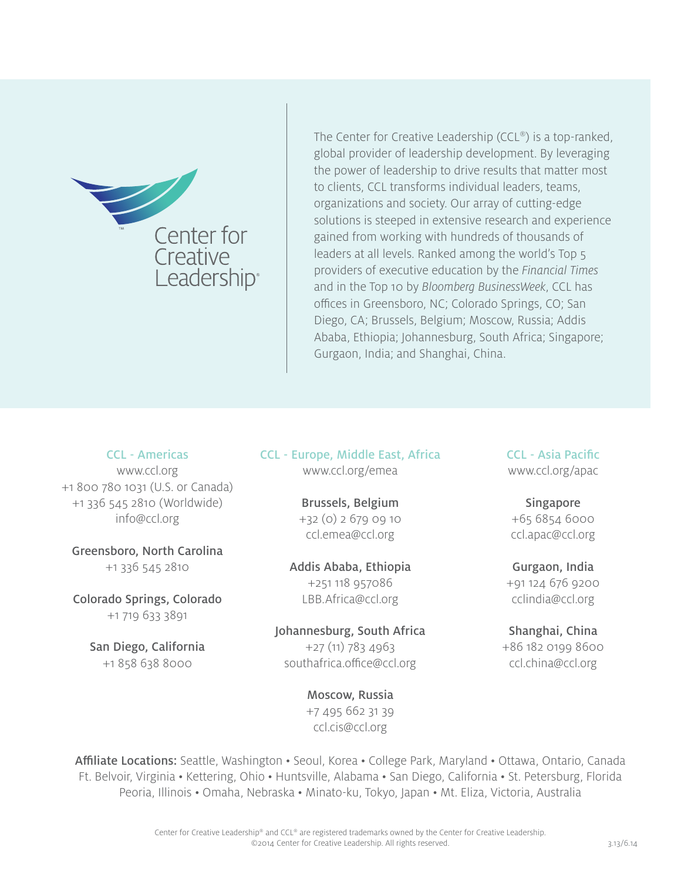Center for Creative Leadership®

The Center for Creative Leadership (CCL®) is a top-ranked, global provider of leadership development. By leveraging the power of leadership to drive results that matter most to clients, CCL transforms individual leaders, teams, organizations and society. Our array of cutting-edge solutions is steeped in extensive research and experience gained from working with hundreds of thousands of leaders at all levels. Ranked among the world's Top 5 providers of executive education by the *Financial Times* and in the Top 10 by *Bloomberg BusinessWeek*, CCL has offices in Greensboro, NC; Colorado Springs, CO; San Diego, CA; Brussels, Belgium; Moscow, Russia; Addis Ababa, Ethiopia; Johannesburg, South Africa; Singapore; Gurgaon, India; and Shanghai, China.

### CCL - Americas

www.ccl.org
+1 800 780 1031 (U.S. or Canada)
+1 336 545 2810 (Worldwide)
info@ccl.org

**Greensboro, North Carolina**
+1 336 545 2810

**Colorado Springs, Colorado**
+1 719 633 3891

**San Diego, California**
+1 858 638 8000

### CCL - Europe, Middle East, Africa

www.ccl.org/emea

**Brussels, Belgium**
+32 (0) 2 679 09 10
ccl.emea@ccl.org

**Addis Ababa, Ethiopia**
+251 118 957086
LBB.Africa@ccl.org

**Johannesburg, South Africa**
+27 (11) 783 4963
southafrica.office@ccl.org

**Moscow, Russia**
+7 495 662 31 39
ccl.cis@ccl.org

### CCL - Asia Pacific

www.ccl.org/apac

**Singapore**
+65 6854 6000
ccl.apac@ccl.org

**Gurgaon, India**
+91 124 676 9200
cclindia@ccl.org

**Shanghai, China**
+86 182 0199 8600
ccl.china@ccl.org

**Affiliate Locations:** Seattle, Washington • Seoul, Korea • College Park, Maryland • Ottawa, Ontario, Canada Ft. Belvoir, Virginia • Kettering, Ohio • Huntsville, Alabama • San Diego, California • St. Petersburg, Florida Peoria, Illinois • Omaha, Nebraska • Minato-ku, Tokyo, Japan • Mt. Eliza, Victoria, Australia

Center for Creative Leadership® and CCL® are registered trademarks owned by the Center for Creative Leadership.
©2014 Center for Creative Leadership. All rights reserved.

3.13/6.14